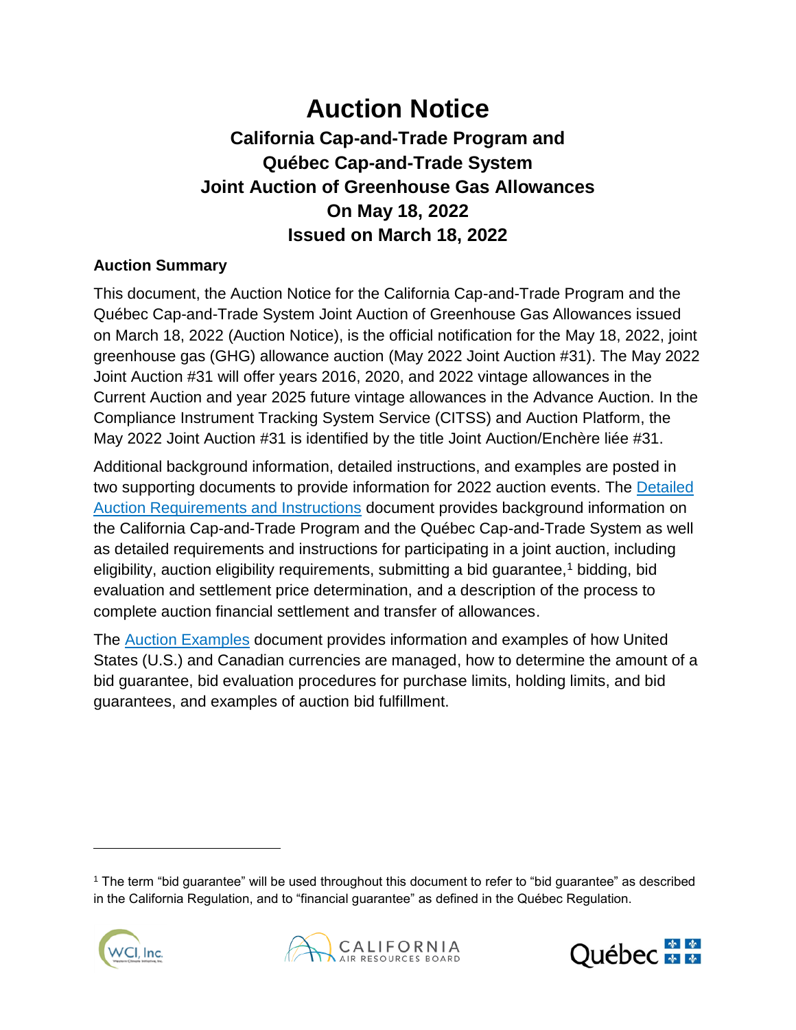# Auction Notice

## California Cap-and-Trade Program and Québec Cap-and-Trade System Joint Auction of Greenhouse Gas Allowances On May 18, 2022 Issued on March 18, 2022

### Auction Summary

This document, the Auction Notice for the California Cap-and-Trade Program and the Québec Cap-and-Trade System Joint Auction of Greenhouse Gas Allowances issued on March 18, 2022 (Auction Notice), is the official notification for the May 18, 2022, joint greenhouse gas (GHG) allowance auction (May 2022 Joint Auction #31). The May 2022 Joint Auction #31 will offer years 2016, 2020, and 2022 vintage allowances in the Current Auction and year 2025 future vintage allowances in the Advance Auction. In the Compliance Instrument Tracking System Service (CITSS) and Auction Platform, the May 2022 Joint Auction #31 is identified by the title Joint Auction/Enchère liée #31.

Additional background information, detailed instructions, and examples are posted in two supporting documents to provide information for 2022 auction events. The Detailed Auction Requirements and Instructions document provides background information on the California Cap-and-Trade Program and the Québec Cap-and-Trade System as well as detailed requirements and instructions for participating in a joint auction, including eligibility, auction eligibility requirements, submitting a bid guarantee,[1] bidding, bid evaluation and settlement price determination, and a description of the process to complete auction financial settlement and transfer of allowances.

The Auction Examples document provides information and examples of how United States (U.S.) and Canadian currencies are managed, how to determine the amount of a bid guarantee, bid evaluation procedures for purchase limits, holding limits, and bid guarantees, and examples of auction bid fulfillment.

[1] The term "bid guarantee" will be used throughout this document to refer to "bid guarantee" as described in the California Regulation, and to "financial guarantee" as defined in the Québec Regulation.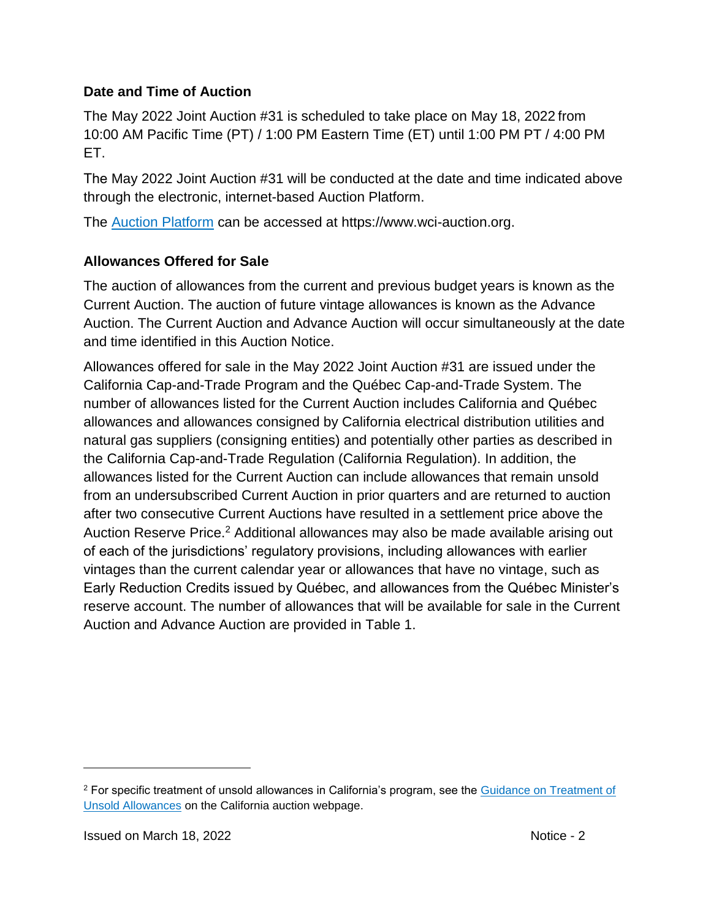### Date and Time of Auction

The May 2022 Joint Auction #31 is scheduled to take place on May 18, 2022 from 10:00 AM Pacific Time (PT) / 1:00 PM Eastern Time (ET) until 1:00 PM PT / 4:00 PM ET.

The May 2022 Joint Auction #31 will be conducted at the date and time indicated above through the electronic, internet-based Auction Platform.

The [Auction Platform](https://www.wci-auction.org) can be accessed at https://www.wci-auction.org.

### Allowances Offered for Sale

The auction of allowances from the current and previous budget years is known as the Current Auction. The auction of future vintage allowances is known as the Advance Auction. The Current Auction and Advance Auction will occur simultaneously at the date and time identified in this Auction Notice.

Allowances offered for sale in the May 2022 Joint Auction #31 are issued under the California Cap-and-Trade Program and the Québec Cap-and-Trade System. The number of allowances listed for the Current Auction includes California and Québec allowances and allowances consigned by California electrical distribution utilities and natural gas suppliers (consigning entities) and potentially other parties as described in the California Cap-and-Trade Regulation (California Regulation). In addition, the allowances listed for the Current Auction can include allowances that remain unsold from an undersubscribed Current Auction in prior quarters and are returned to auction after two consecutive Current Auctions have resulted in a settlement price above the Auction Reserve Price.[2] Additional allowances may also be made available arising out of each of the jurisdictions' regulatory provisions, including allowances with earlier vintages than the current calendar year or allowances that have no vintage, such as Early Reduction Credits issued by Québec, and allowances from the Québec Minister's reserve account. The number of allowances that will be available for sale in the Current Auction and Advance Auction are provided in Table 1.

---

[2] For specific treatment of unsold allowances in California's program, see the Guidance on Treatment of Unsold Allowances on the California auction webpage.

Issued on March 18, 2022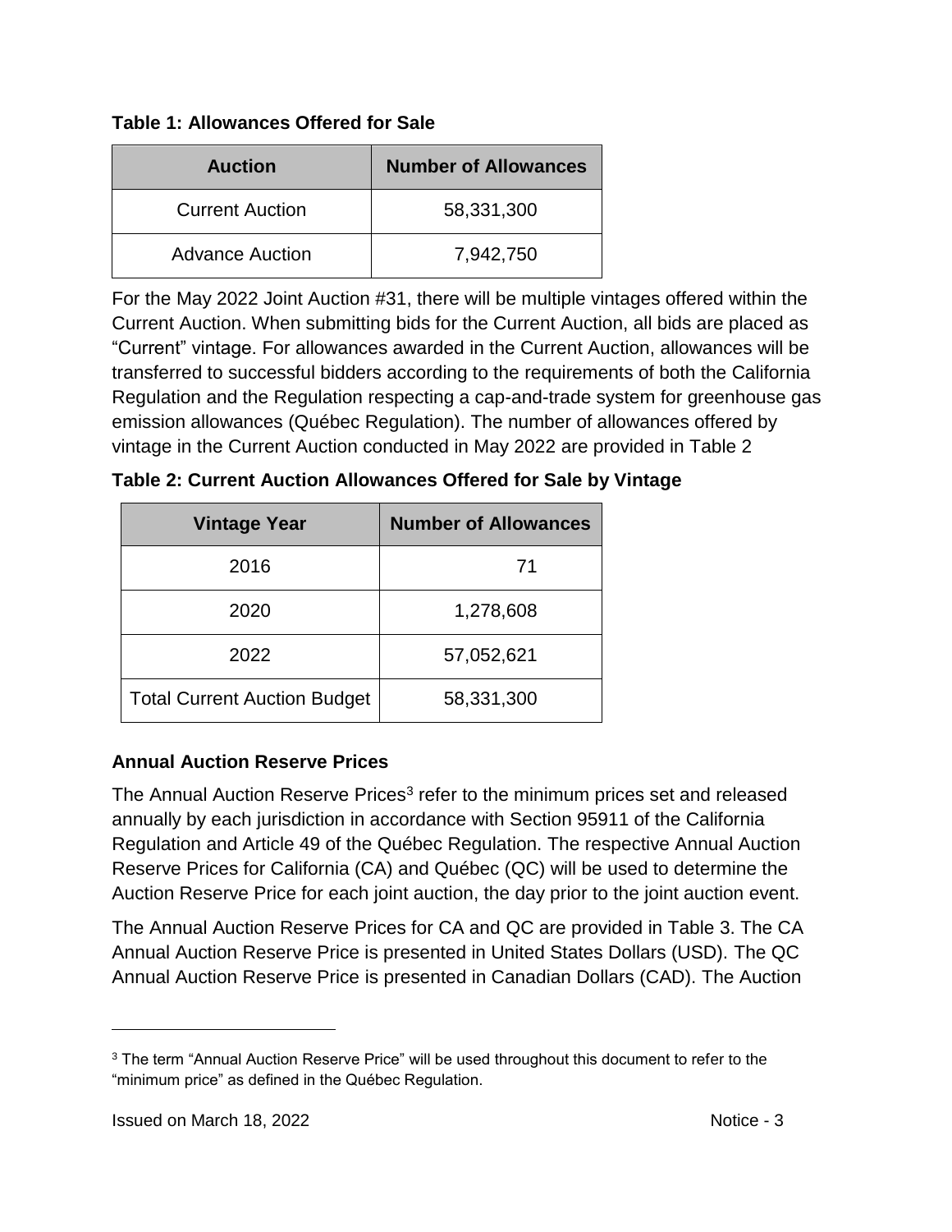**Table 1: Allowances Offered for Sale**

| Auction | Number of Allowances |
| --- | --- |
| Current Auction | 58,331,300 |
| Advance Auction | 7,942,750 |

For the May 2022 Joint Auction #31, there will be multiple vintages offered within the Current Auction. When submitting bids for the Current Auction, all bids are placed as "Current" vintage. For allowances awarded in the Current Auction, allowances will be transferred to successful bidders according to the requirements of both the California Regulation and the Regulation respecting a cap-and-trade system for greenhouse gas emission allowances (Québec Regulation). The number of allowances offered by vintage in the Current Auction conducted in May 2022 are provided in Table 2

**Table 2: Current Auction Allowances Offered for Sale by Vintage**

| Vintage Year | Number of Allowances |
| --- | --- |
| 2016 | 71 |
| 2020 | 1,278,608 |
| 2022 | 57,052,621 |
| Total Current Auction Budget | 58,331,300 |

### Annual Auction Reserve Prices

The Annual Auction Reserve Prices[3] refer to the minimum prices set and released annually by each jurisdiction in accordance with Section 95911 of the California Regulation and Article 49 of the Québec Regulation. The respective Annual Auction Reserve Prices for California (CA) and Québec (QC) will be used to determine the Auction Reserve Price for each joint auction, the day prior to the joint auction event.

The Annual Auction Reserve Prices for CA and QC are provided in Table 3. The CA Annual Auction Reserve Price is presented in United States Dollars (USD). The QC Annual Auction Reserve Price is presented in Canadian Dollars (CAD). The Auction

[3] The term "Annual Auction Reserve Price" will be used throughout this document to refer to the "minimum price" as defined in the Québec Regulation.

Issued on March 18, 2022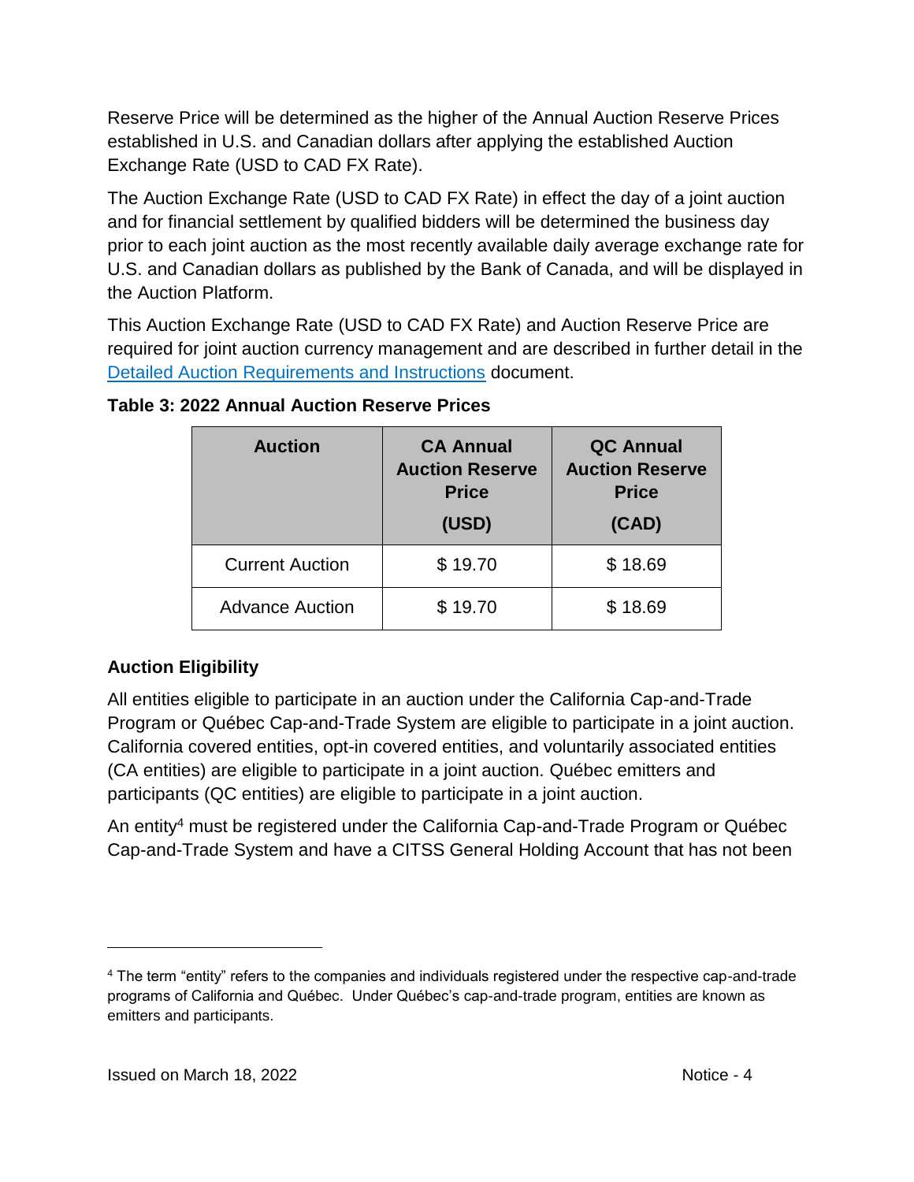Reserve Price will be determined as the higher of the Annual Auction Reserve Prices established in U.S. and Canadian dollars after applying the established Auction Exchange Rate (USD to CAD FX Rate).

The Auction Exchange Rate (USD to CAD FX Rate) in effect the day of a joint auction and for financial settlement by qualified bidders will be determined the business day prior to each joint auction as the most recently available daily average exchange rate for U.S. and Canadian dollars as published by the Bank of Canada, and will be displayed in the Auction Platform.

This Auction Exchange Rate (USD to CAD FX Rate) and Auction Reserve Price are required for joint auction currency management and are described in further detail in the Detailed Auction Requirements and Instructions document.

**Table 3: 2022 Annual Auction Reserve Prices**

| Auction | CA Annual Auction Reserve Price (USD) | QC Annual Auction Reserve Price (CAD) |
|---|---|---|
| Current Auction | $ 19.70 | $ 18.69 |
| Advance Auction | $ 19.70 | $ 18.69 |

### Auction Eligibility

All entities eligible to participate in an auction under the California Cap-and-Trade Program or Québec Cap-and-Trade System are eligible to participate in a joint auction. California covered entities, opt-in covered entities, and voluntarily associated entities (CA entities) are eligible to participate in a joint auction. Québec emitters and participants (QC entities) are eligible to participate in a joint auction.

An entity[4] must be registered under the California Cap-and-Trade Program or Québec Cap-and-Trade System and have a CITSS General Holding Account that has not been

[4] The term "entity" refers to the companies and individuals registered under the respective cap-and-trade programs of California and Québec. Under Québec's cap-and-trade program, entities are known as emitters and participants.

Issued on March 18, 2022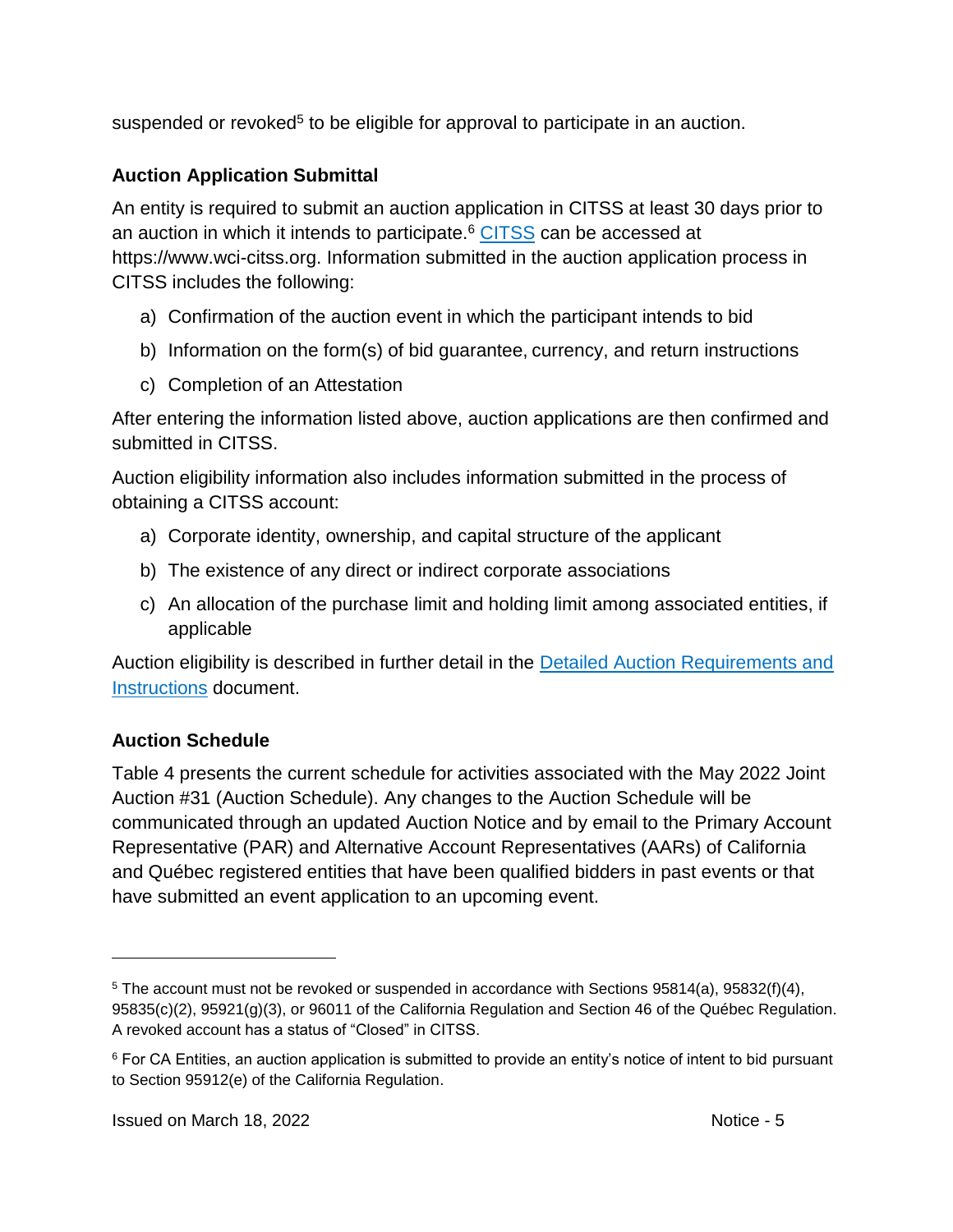suspended or revoked[5] to be eligible for approval to participate in an auction.

### Auction Application Submittal

An entity is required to submit an auction application in CITSS at least 30 days prior to an auction in which it intends to participate.[6] CITSS can be accessed at https://www.wci-citss.org. Information submitted in the auction application process in CITSS includes the following:

a) Confirmation of the auction event in which the participant intends to bid

b) Information on the form(s) of bid guarantee, currency, and return instructions

c) Completion of an Attestation

After entering the information listed above, auction applications are then confirmed and submitted in CITSS.

Auction eligibility information also includes information submitted in the process of obtaining a CITSS account:

a) Corporate identity, ownership, and capital structure of the applicant

b) The existence of any direct or indirect corporate associations

c) An allocation of the purchase limit and holding limit among associated entities, if applicable

Auction eligibility is described in further detail in the Detailed Auction Requirements and Instructions document.

### Auction Schedule

Table 4 presents the current schedule for activities associated with the May 2022 Joint Auction #31 (Auction Schedule). Any changes to the Auction Schedule will be communicated through an updated Auction Notice and by email to the Primary Account Representative (PAR) and Alternative Account Representatives (AARs) of California and Québec registered entities that have been qualified bidders in past events or that have submitted an event application to an upcoming event.

---

[5] The account must not be revoked or suspended in accordance with Sections 95814(a), 95832(f)(4), 95835(c)(2), 95921(g)(3), or 96011 of the California Regulation and Section 46 of the Québec Regulation. A revoked account has a status of "Closed" in CITSS.

[6] For CA Entities, an auction application is submitted to provide an entity's notice of intent to bid pursuant to Section 95912(e) of the California Regulation.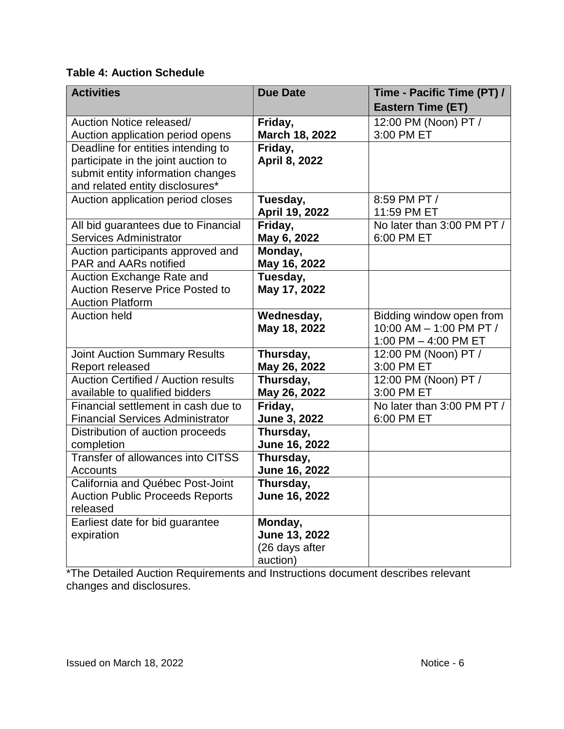**Table 4: Auction Schedule**

| Activities | Due Date | Time - Pacific Time (PT) / Eastern Time (ET) |
|---|---|---|
| Auction Notice released/ Auction application period opens | **Friday, March 18, 2022** | 12:00 PM (Noon) PT / 3:00 PM ET |
| Deadline for entities intending to participate in the joint auction to submit entity information changes and related entity disclosures* | **Friday, April 8, 2022** | |
| Auction application period closes | **Tuesday, April 19, 2022** | 8:59 PM PT / 11:59 PM ET |
| All bid guarantees due to Financial Services Administrator | **Friday, May 6, 2022** | No later than 3:00 PM PT / 6:00 PM ET |
| Auction participants approved and PAR and AARs notified | **Monday, May 16, 2022** | |
| Auction Exchange Rate and Auction Reserve Price Posted to Auction Platform | **Tuesday, May 17, 2022** | |
| Auction held | **Wednesday, May 18, 2022** | Bidding window open from 10:00 AM – 1:00 PM PT / 1:00 PM – 4:00 PM ET |
| Joint Auction Summary Results Report released | **Thursday, May 26, 2022** | 12:00 PM (Noon) PT / 3:00 PM ET |
| Auction Certified / Auction results available to qualified bidders | **Thursday, May 26, 2022** | 12:00 PM (Noon) PT / 3:00 PM ET |
| Financial settlement in cash due to Financial Services Administrator | **Friday, June 3, 2022** | No later than 3:00 PM PT / 6:00 PM ET |
| Distribution of auction proceeds completion | **Thursday, June 16, 2022** | |
| Transfer of allowances into CITSS Accounts | **Thursday, June 16, 2022** | |
| California and Québec Post-Joint Auction Public Proceeds Reports released | **Thursday, June 16, 2022** | |
| Earliest date for bid guarantee expiration | **Monday, June 13, 2022** (26 days after auction) | |

*The Detailed Auction Requirements and Instructions document describes relevant changes and disclosures.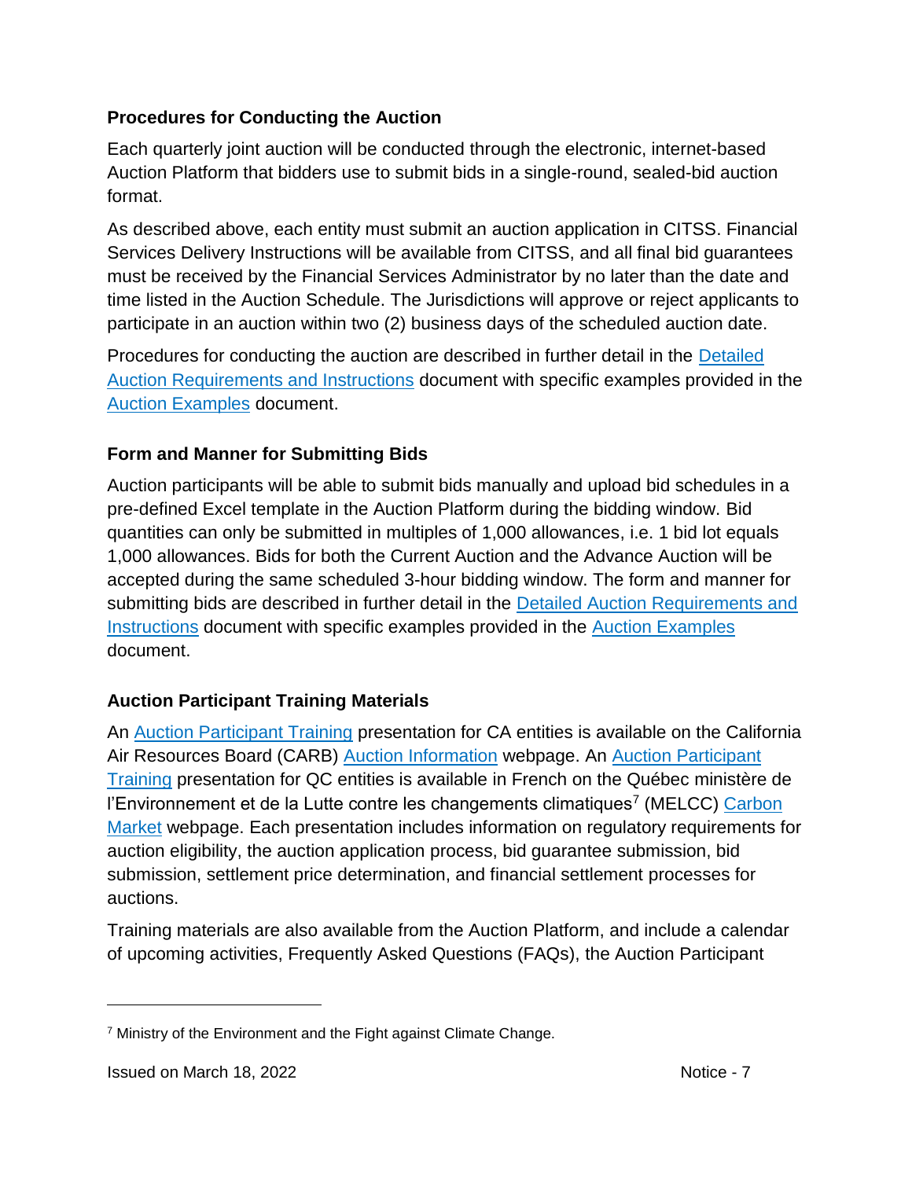### Procedures for Conducting the Auction

Each quarterly joint auction will be conducted through the electronic, internet-based Auction Platform that bidders use to submit bids in a single-round, sealed-bid auction format.

As described above, each entity must submit an auction application in CITSS. Financial Services Delivery Instructions will be available from CITSS, and all final bid guarantees must be received by the Financial Services Administrator by no later than the date and time listed in the Auction Schedule. The Jurisdictions will approve or reject applicants to participate in an auction within two (2) business days of the scheduled auction date.

Procedures for conducting the auction are described in further detail in the Detailed Auction Requirements and Instructions document with specific examples provided in the Auction Examples document.

### Form and Manner for Submitting Bids

Auction participants will be able to submit bids manually and upload bid schedules in a pre-defined Excel template in the Auction Platform during the bidding window. Bid quantities can only be submitted in multiples of 1,000 allowances, i.e. 1 bid lot equals 1,000 allowances. Bids for both the Current Auction and the Advance Auction will be accepted during the same scheduled 3-hour bidding window. The form and manner for submitting bids are described in further detail in the Detailed Auction Requirements and Instructions document with specific examples provided in the Auction Examples document.

### Auction Participant Training Materials

An Auction Participant Training presentation for CA entities is available on the California Air Resources Board (CARB) Auction Information webpage. An Auction Participant Training presentation for QC entities is available in French on the Québec ministère de l'Environnement et de la Lutte contre les changements climatiques[7] (MELCC) Carbon Market webpage. Each presentation includes information on regulatory requirements for auction eligibility, the auction application process, bid guarantee submission, bid submission, settlement price determination, and financial settlement processes for auctions.

Training materials are also available from the Auction Platform, and include a calendar of upcoming activities, Frequently Asked Questions (FAQs), the Auction Participant

[7] Ministry of the Environment and the Fight against Climate Change.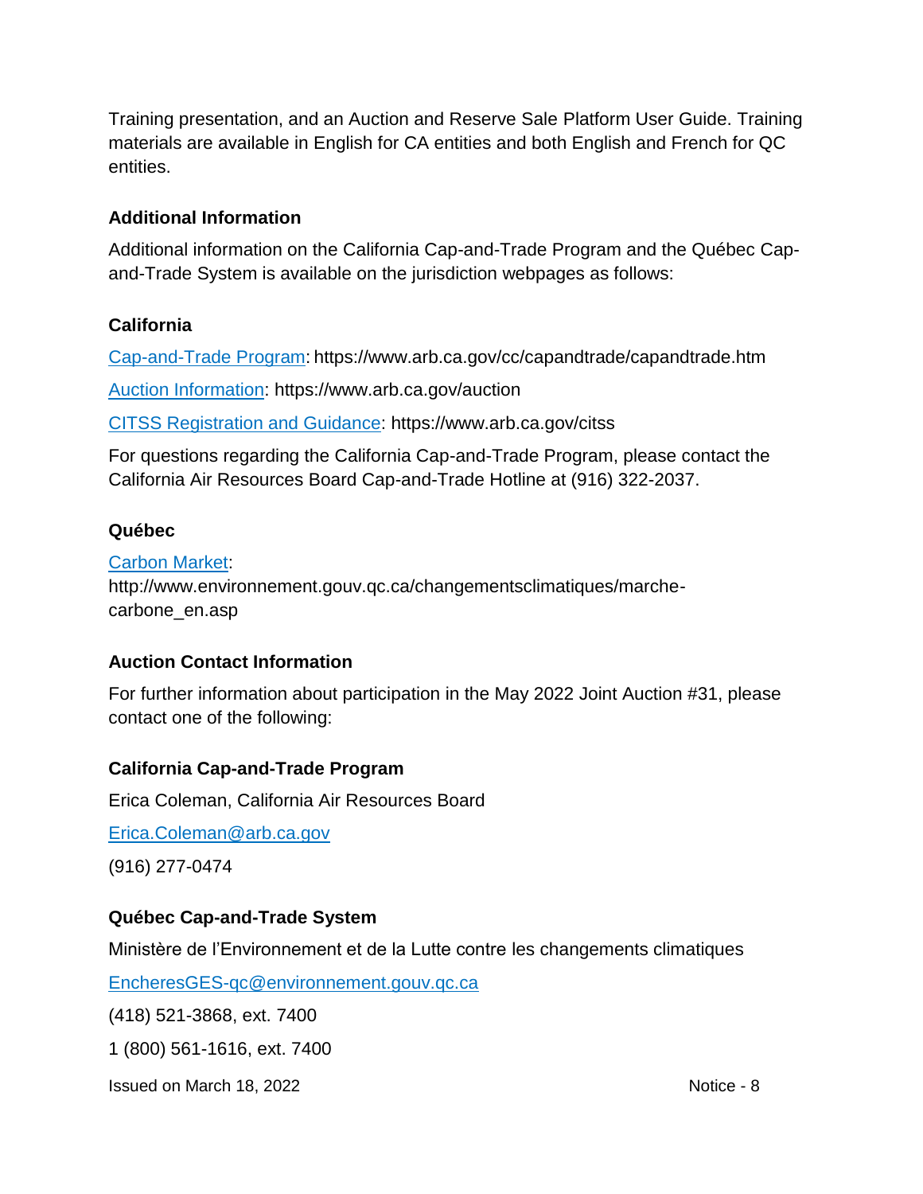Training presentation, and an Auction and Reserve Sale Platform User Guide. Training materials are available in English for CA entities and both English and French for QC entities.

### Additional Information

Additional information on the California Cap-and-Trade Program and the Québec Cap-and-Trade System is available on the jurisdiction webpages as follows:

### California

Cap-and-Trade Program: https://www.arb.ca.gov/cc/capandtrade/capandtrade.htm

Auction Information: https://www.arb.ca.gov/auction

CITSS Registration and Guidance: https://www.arb.ca.gov/citss

For questions regarding the California Cap-and-Trade Program, please contact the California Air Resources Board Cap-and-Trade Hotline at (916) 322-2037.

### Québec

Carbon Market:
http://www.environnement.gouv.qc.ca/changementsclimatiques/marche-carbone_en.asp

### Auction Contact Information

For further information about participation in the May 2022 Joint Auction #31, please contact one of the following:

### California Cap-and-Trade Program

Erica Coleman, California Air Resources Board

Erica.Coleman@arb.ca.gov

(916) 277-0474

### Québec Cap-and-Trade System

Ministère de l'Environnement et de la Lutte contre les changements climatiques

EncheresGES-qc@environnement.gouv.qc.ca

(418) 521-3868, ext. 7400

1 (800) 561-1616, ext. 7400